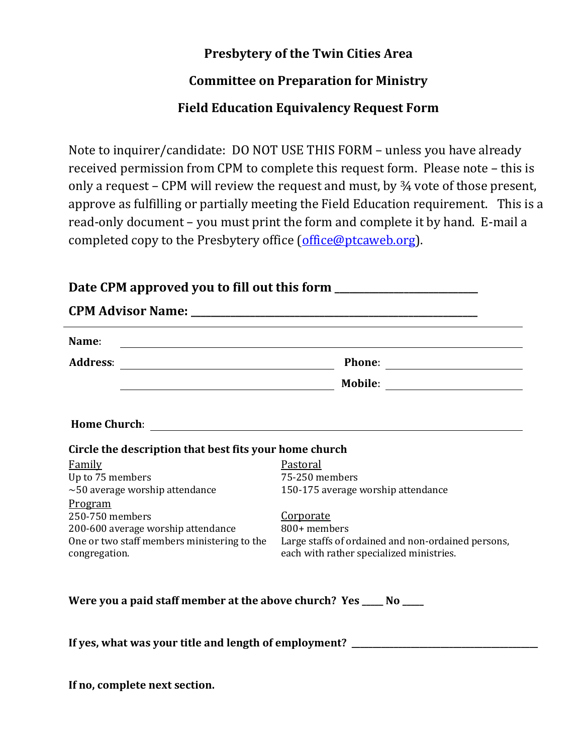# Presbytery of the Twin Cities Area

## Committee on Preparation for Ministry

## Field Education Equivalency Request Form

Note to inquirer/candidate: DO NOT USE THIS FORM – unless you have already received permission from CPM to complete this request form. Please note – this is only a request – CPM will review the request and must, by ¾ vote of those present, approve as fulfilling or partially meeting the Field Education requirement. This is a read-only document – you must print the form and complete it by hand. E-mail a completed copy to the Presbytery office (office@ptcaweb.org).

**Date CPM approved you to fill out this form ___________________________**

**CPM Advisor Name: ______________________________________________________**

---

**Name**: ____________________________________________________________

**Address**: ________________________________ **Phone**: ____________________

________________________________ **Mobile**: ____________________

**Home Church**: ____________________________________________________________

**Circle the description that best fits your home church**

Family
Up to 75 members
~50 average worship attendance

Pastoral
75-250 members
150-175 average worship attendance

Program
250-750 members
200-600 average worship attendance
One or two staff members ministering to the congregation.

Corporate
800+ members
Large staffs of ordained and non-ordained persons, each with rather specialized ministries.

**Were you a paid staff member at the above church? Yes _____ No _____**

**If yes, what was your title and length of employment? ________________________________________**

**If no, complete next section.**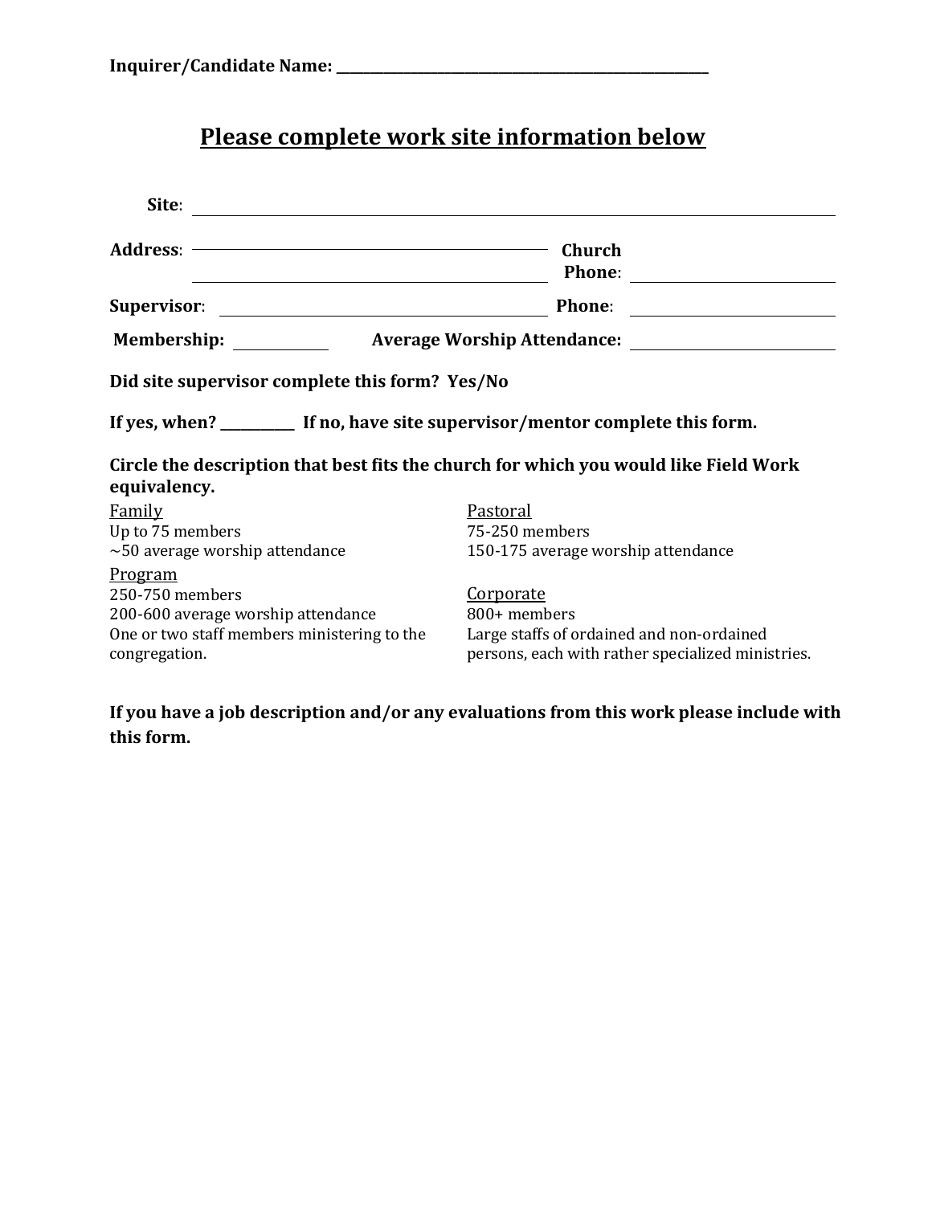**Inquirer/Candidate Name: ________________________________________________**

## Please complete work site information below

**Site**: ______________________________________________________________

**Address**: ______________________________ **Church Phone**: ____________________

______________________________

**Supervisor**: ______________________________ **Phone**: ____________________

**Membership**: __________ **Average Worship Attendance**: ____________________

**Did site supervisor complete this form? Yes/No**

**If yes, when? __________ If no, have site supervisor/mentor complete this form.**

**Circle the description that best fits the church for which you would like Field Work equivalency.**

Family
Up to 75 members
~50 average worship attendance

Pastoral
75-250 members
150-175 average worship attendance

Program
250-750 members
200-600 average worship attendance
One or two staff members ministering to the congregation.

Corporate
800+ members
Large staffs of ordained and non-ordained persons, each with rather specialized ministries.

**If you have a job description and/or any evaluations from this work please include with this form.**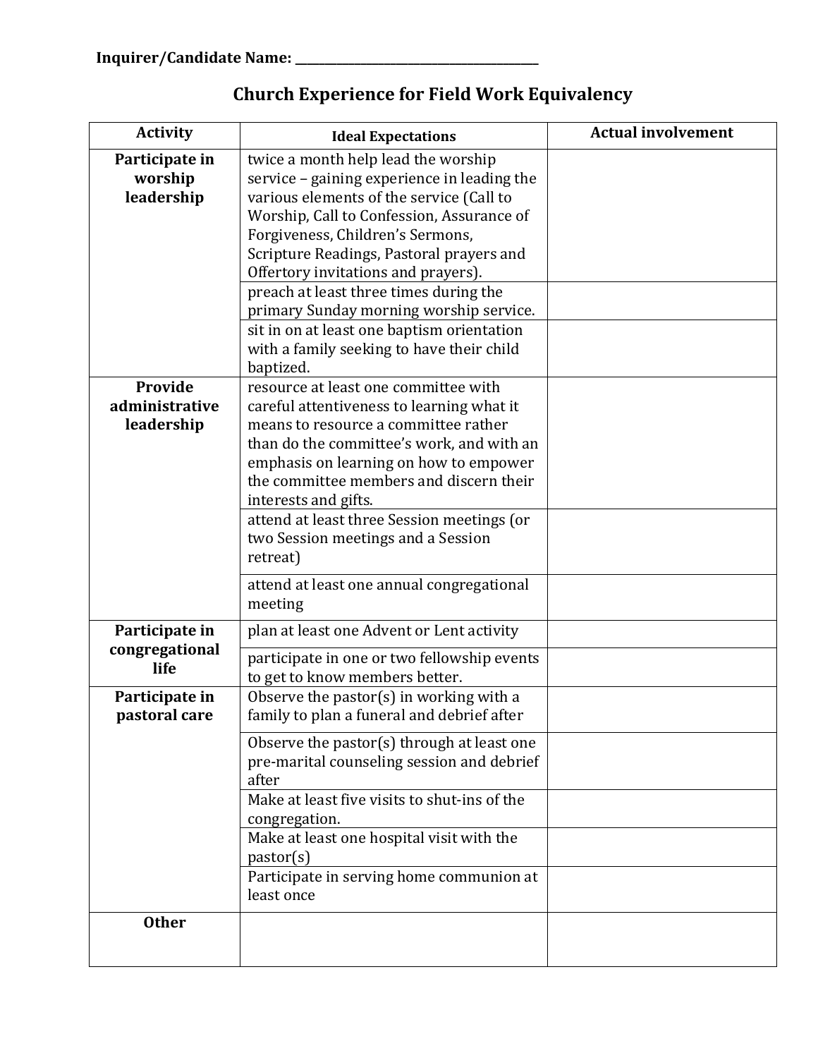**Inquirer/Candidate Name: ______________________________________**

# Church Experience for Field Work Equivalency

| Activity | Ideal Expectations | Actual involvement |
|---|---|---|
| **Participate in worship leadership** | twice a month help lead the worship service – gaining experience in leading the various elements of the service (Call to Worship, Call to Confession, Assurance of Forgiveness, Children's Sermons, Scripture Readings, Pastoral prayers and Offertory invitations and prayers). | |
| | preach at least three times during the primary Sunday morning worship service. | |
| | sit in on at least one baptism orientation with a family seeking to have their child baptized. | |
| **Provide administrative leadership** | resource at least one committee with careful attentiveness to learning what it means to resource a committee rather than do the committee's work, and with an emphasis on learning on how to empower the committee members and discern their interests and gifts. | |
| | attend at least three Session meetings (or two Session meetings and a Session retreat) | |
| | attend at least one annual congregational meeting | |
| **Participate in congregational life** | plan at least one Advent or Lent activity | |
| | participate in one or two fellowship events to get to know members better. | |
| **Participate in pastoral care** | Observe the pastor(s) in working with a family to plan a funeral and debrief after | |
| | Observe the pastor(s) through at least one pre-marital counseling session and debrief after | |
| | Make at least five visits to shut-ins of the congregation. | |
| | Make at least one hospital visit with the pastor(s) | |
| | Participate in serving home communion at least once | |
| **Other** | | |